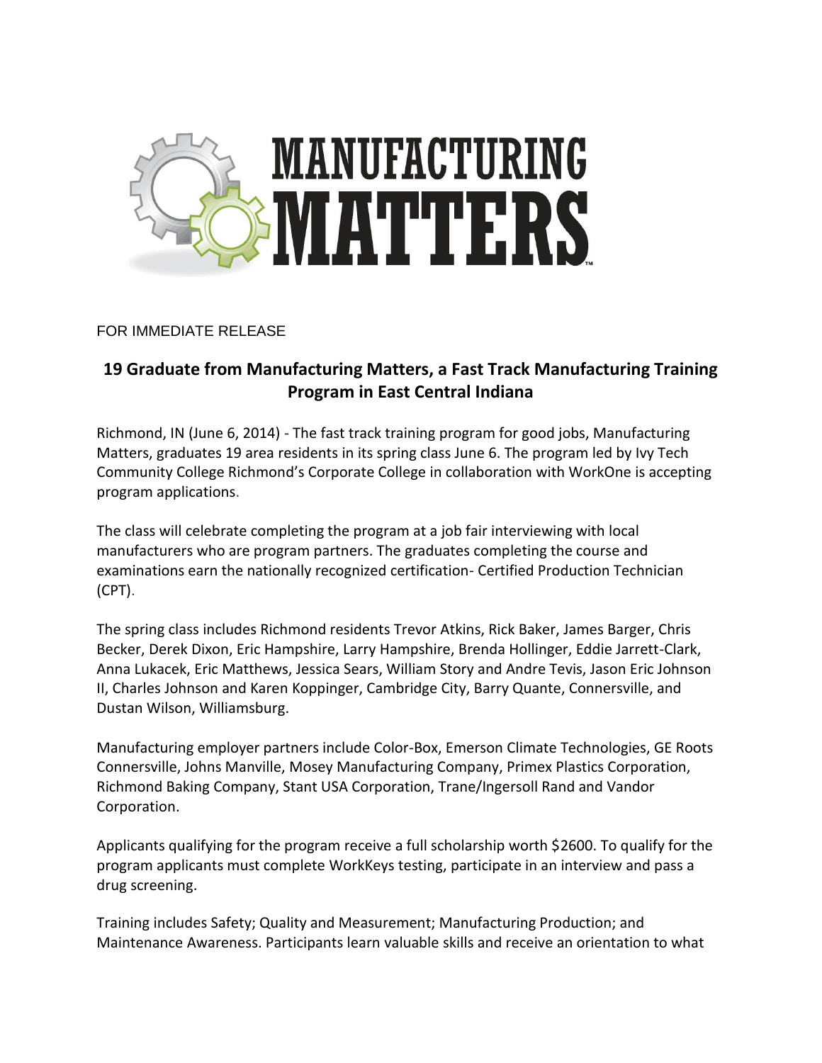# MANUFACTURING MATTERS

FOR IMMEDIATE RELEASE

## 19 Graduate from Manufacturing Matters, a Fast Track Manufacturing Training Program in East Central Indiana

Richmond, IN (June 6, 2014) - The fast track training program for good jobs, Manufacturing Matters, graduates 19 area residents in its spring class June 6. The program led by Ivy Tech Community College Richmond's Corporate College in collaboration with WorkOne is accepting program applications.

The class will celebrate completing the program at a job fair interviewing with local manufacturers who are program partners. The graduates completing the course and examinations earn the nationally recognized certification- Certified Production Technician (CPT).

The spring class includes Richmond residents Trevor Atkins, Rick Baker, James Barger, Chris Becker, Derek Dixon, Eric Hampshire, Larry Hampshire, Brenda Hollinger, Eddie Jarrett-Clark, Anna Lukacek, Eric Matthews, Jessica Sears, William Story and Andre Tevis, Jason Eric Johnson II, Charles Johnson and Karen Koppinger, Cambridge City, Barry Quante, Connersville, and Dustan Wilson, Williamsburg.

Manufacturing employer partners include Color-Box, Emerson Climate Technologies, GE Roots Connersville, Johns Manville, Mosey Manufacturing Company, Primex Plastics Corporation, Richmond Baking Company, Stant USA Corporation, Trane/Ingersoll Rand and Vandor Corporation.

Applicants qualifying for the program receive a full scholarship worth $2600. To qualify for the program applicants must complete WorkKeys testing, participate in an interview and pass a drug screening.

Training includes Safety; Quality and Measurement; Manufacturing Production; and Maintenance Awareness. Participants learn valuable skills and receive an orientation to what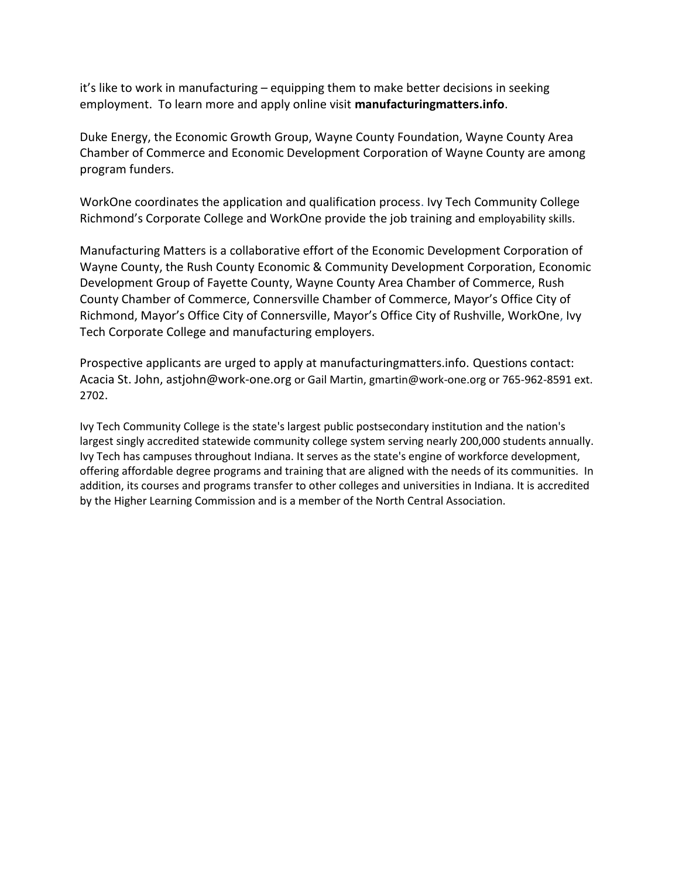it's like to work in manufacturing – equipping them to make better decisions in seeking employment. To learn more and apply online visit **manufacturingmatters.info**.

Duke Energy, the Economic Growth Group, Wayne County Foundation, Wayne County Area Chamber of Commerce and Economic Development Corporation of Wayne County are among program funders.

WorkOne coordinates the application and qualification process. Ivy Tech Community College Richmond's Corporate College and WorkOne provide the job training and employability skills.

Manufacturing Matters is a collaborative effort of the Economic Development Corporation of Wayne County, the Rush County Economic & Community Development Corporation, Economic Development Group of Fayette County, Wayne County Area Chamber of Commerce, Rush County Chamber of Commerce, Connersville Chamber of Commerce, Mayor's Office City of Richmond, Mayor's Office City of Connersville, Mayor's Office City of Rushville, WorkOne, Ivy Tech Corporate College and manufacturing employers.

Prospective applicants are urged to apply at manufacturingmatters.info. Questions contact: Acacia St. John, astjohn@work-one.org or Gail Martin, gmartin@work-one.org or 765-962-8591 ext. 2702.

Ivy Tech Community College is the state's largest public postsecondary institution and the nation's largest singly accredited statewide community college system serving nearly 200,000 students annually. Ivy Tech has campuses throughout Indiana. It serves as the state's engine of workforce development, offering affordable degree programs and training that are aligned with the needs of its communities. In addition, its courses and programs transfer to other colleges and universities in Indiana. It is accredited by the Higher Learning Commission and is a member of the North Central Association.